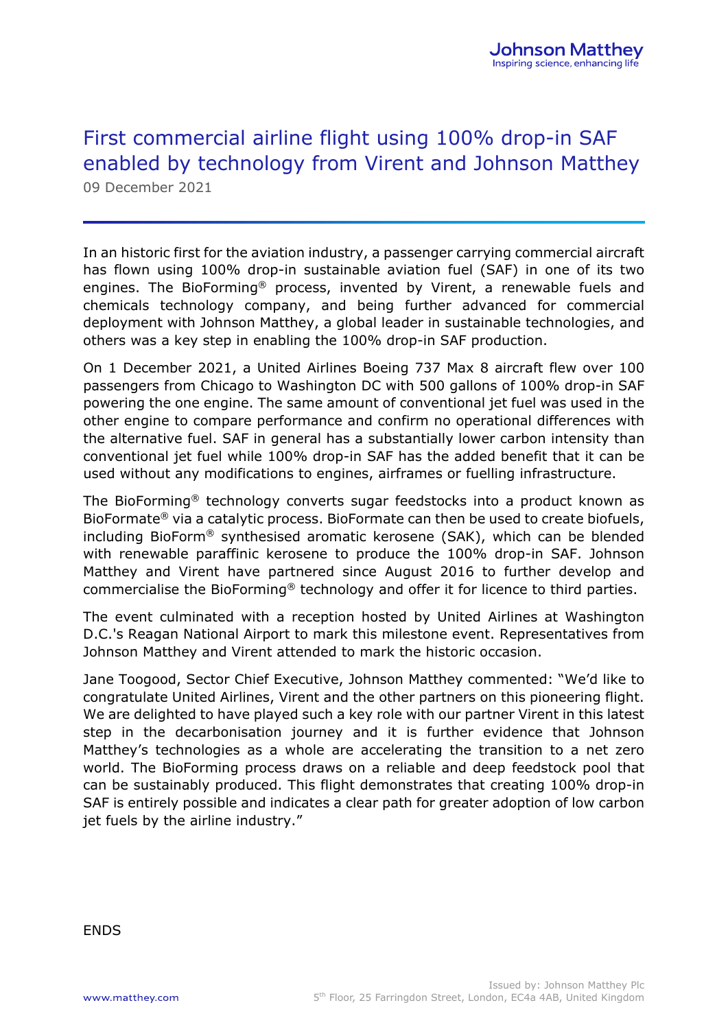# First commercial airline flight using 100% drop-in SAF enabled by technology from Virent and Johnson Matthey

09 December 2021

In an historic first for the aviation industry, a passenger carrying commercial aircraft has flown using 100% drop-in sustainable aviation fuel (SAF) in one of its two engines. The BioForming® process, invented by Virent, a renewable fuels and chemicals technology company, and being further advanced for commercial deployment with Johnson Matthey, a global leader in sustainable technologies, and others was a key step in enabling the 100% drop-in SAF production.

On 1 December 2021, a United Airlines Boeing 737 Max 8 aircraft flew over 100 passengers from Chicago to Washington DC with 500 gallons of 100% drop-in SAF powering the one engine. The same amount of conventional jet fuel was used in the other engine to compare performance and confirm no operational differences with the alternative fuel. SAF in general has a substantially lower carbon intensity than conventional jet fuel while 100% drop-in SAF has the added benefit that it can be used without any modifications to engines, airframes or fuelling infrastructure.

The BioForming® technology converts sugar feedstocks into a product known as BioFormate® via a catalytic process. BioFormate can then be used to create biofuels, including BioForm® synthesised aromatic kerosene (SAK), which can be blended with renewable paraffinic kerosene to produce the 100% drop-in SAF. Johnson Matthey and Virent have partnered since August 2016 to further develop and commercialise the BioForming® technology and offer it for licence to third parties.

The event culminated with a reception hosted by United Airlines at Washington D.C.'s Reagan National Airport to mark this milestone event. Representatives from Johnson Matthey and Virent attended to mark the historic occasion.

Jane Toogood, Sector Chief Executive, Johnson Matthey commented: "We'd like to congratulate United Airlines, Virent and the other partners on this pioneering flight. We are delighted to have played such a key role with our partner Virent in this latest step in the decarbonisation journey and it is further evidence that Johnson Matthey's technologies as a whole are accelerating the transition to a net zero world. The BioForming process draws on a reliable and deep feedstock pool that can be sustainably produced. This flight demonstrates that creating 100% drop-in SAF is entirely possible and indicates a clear path for greater adoption of low carbon jet fuels by the airline industry."

ENDS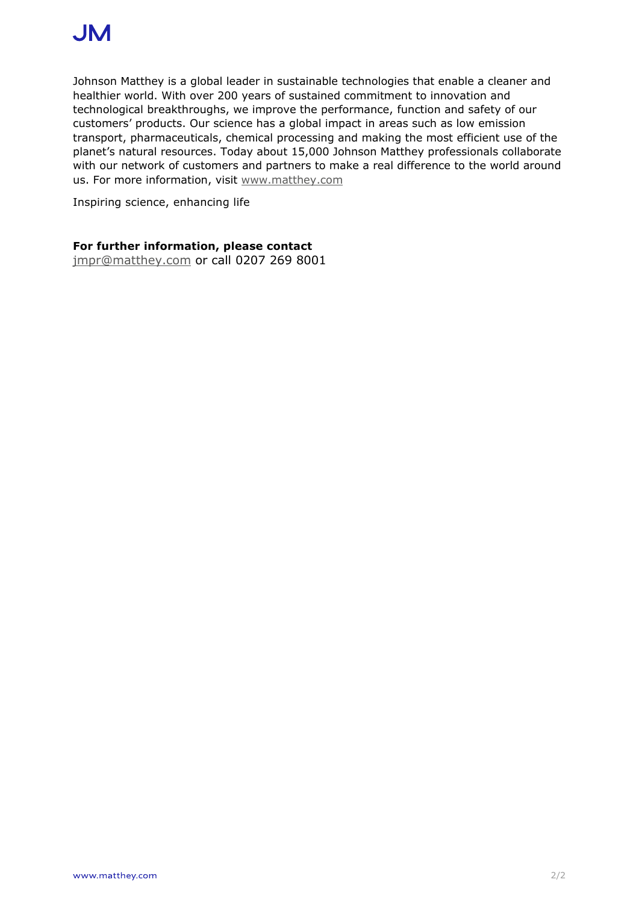Johnson Matthey is a global leader in sustainable technologies that enable a cleaner and healthier world. With over 200 years of sustained commitment to innovation and technological breakthroughs, we improve the performance, function and safety of our customers' products. Our science has a global impact in areas such as low emission transport, pharmaceuticals, chemical processing and making the most efficient use of the planet's natural resources. Today about 15,000 Johnson Matthey professionals collaborate with our network of customers and partners to make a real difference to the world around us. For more information, visit www.matthey.com

Inspiring science, enhancing life

**For further information, please contact**
jmpr@matthey.com or call 0207 269 8001